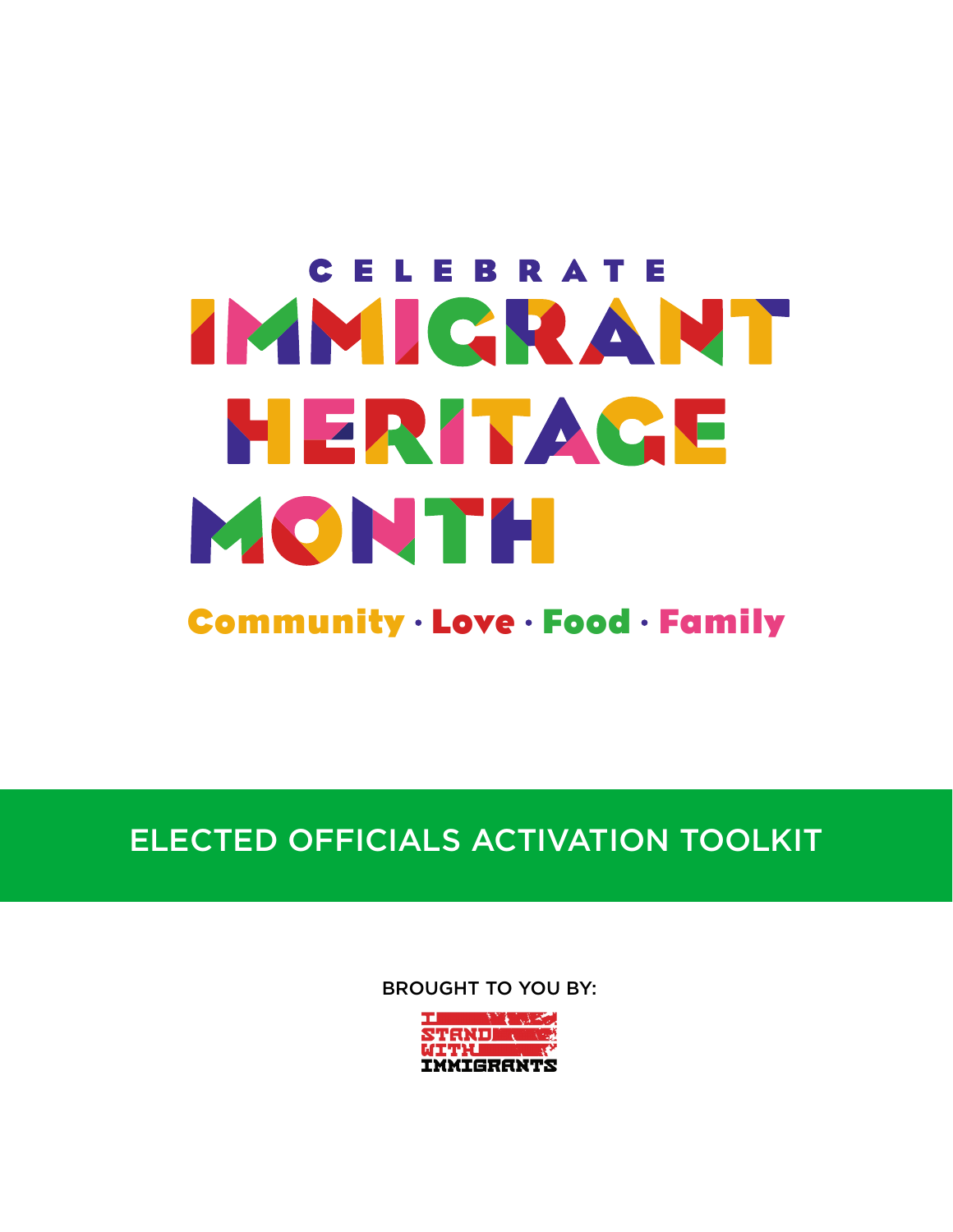# CELEBRATE IMMIGRANT HERITAGE MONTH

**Community · Love · Food · Family**

## ELECTED OFFICIALS ACTIVATION TOOLKIT

BROUGHT TO YOU BY:

I STAND WITH IMMIGRANTS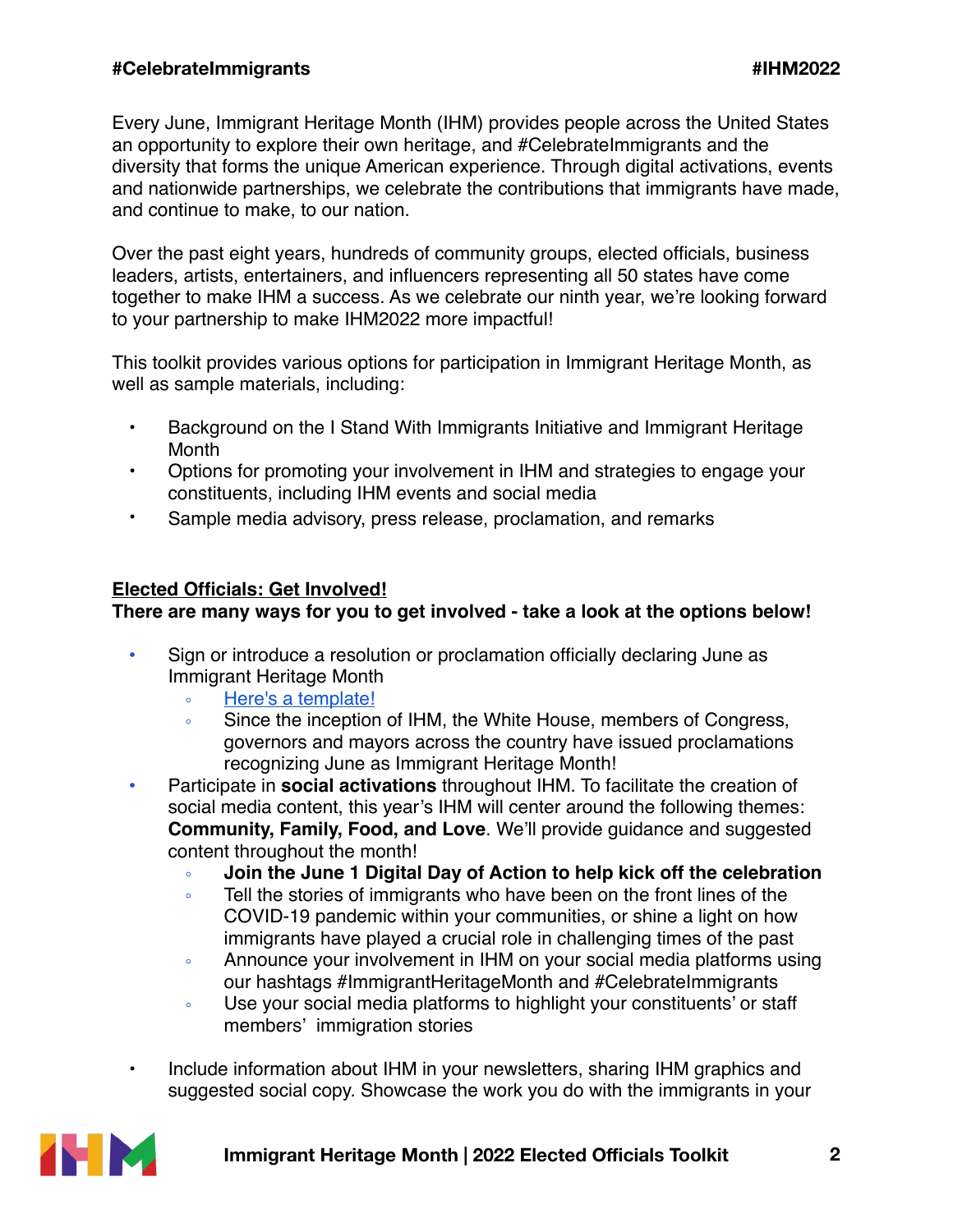Every June, Immigrant Heritage Month (IHM) provides people across the United States an opportunity to explore their own heritage, and #CelebrateImmigrants and the diversity that forms the unique American experience. Through digital activations, events and nationwide partnerships, we celebrate the contributions that immigrants have made, and continue to make, to our nation.

Over the past eight years, hundreds of community groups, elected officials, business leaders, artists, entertainers, and influencers representing all 50 states have come together to make IHM a success. As we celebrate our ninth year, we're looking forward to your partnership to make IHM2022 more impactful!

This toolkit provides various options for participation in Immigrant Heritage Month, as well as sample materials, including:

- Background on the I Stand With Immigrants Initiative and Immigrant Heritage Month
- Options for promoting your involvement in IHM and strategies to engage your constituents, including IHM events and social media
- Sample media advisory, press release, proclamation, and remarks

## Elected Officials: Get Involved!

**There are many ways for you to get involved - take a look at the options below!**

- Sign or introduce a resolution or proclamation officially declaring June as Immigrant Heritage Month
  - Here's a template!
  - Since the inception of IHM, the White House, members of Congress, governors and mayors across the country have issued proclamations recognizing June as Immigrant Heritage Month!
- Participate in **social activations** throughout IHM. To facilitate the creation of social media content, this year's IHM will center around the following themes: **Community, Family, Food, and Love**. We'll provide guidance and suggested content throughout the month!
  - **Join the June 1 Digital Day of Action to help kick off the celebration**
  - Tell the stories of immigrants who have been on the front lines of the COVID-19 pandemic within your communities, or shine a light on how immigrants have played a crucial role in challenging times of the past
  - Announce your involvement in IHM on your social media platforms using our hashtags #ImmigrantHeritageMonth and #CelebrateImmigrants
  - Use your social media platforms to highlight your constituents' or staff members' immigration stories

- Include information about IHM in your newsletters, sharing IHM graphics and suggested social copy. Showcase the work you do with the immigrants in your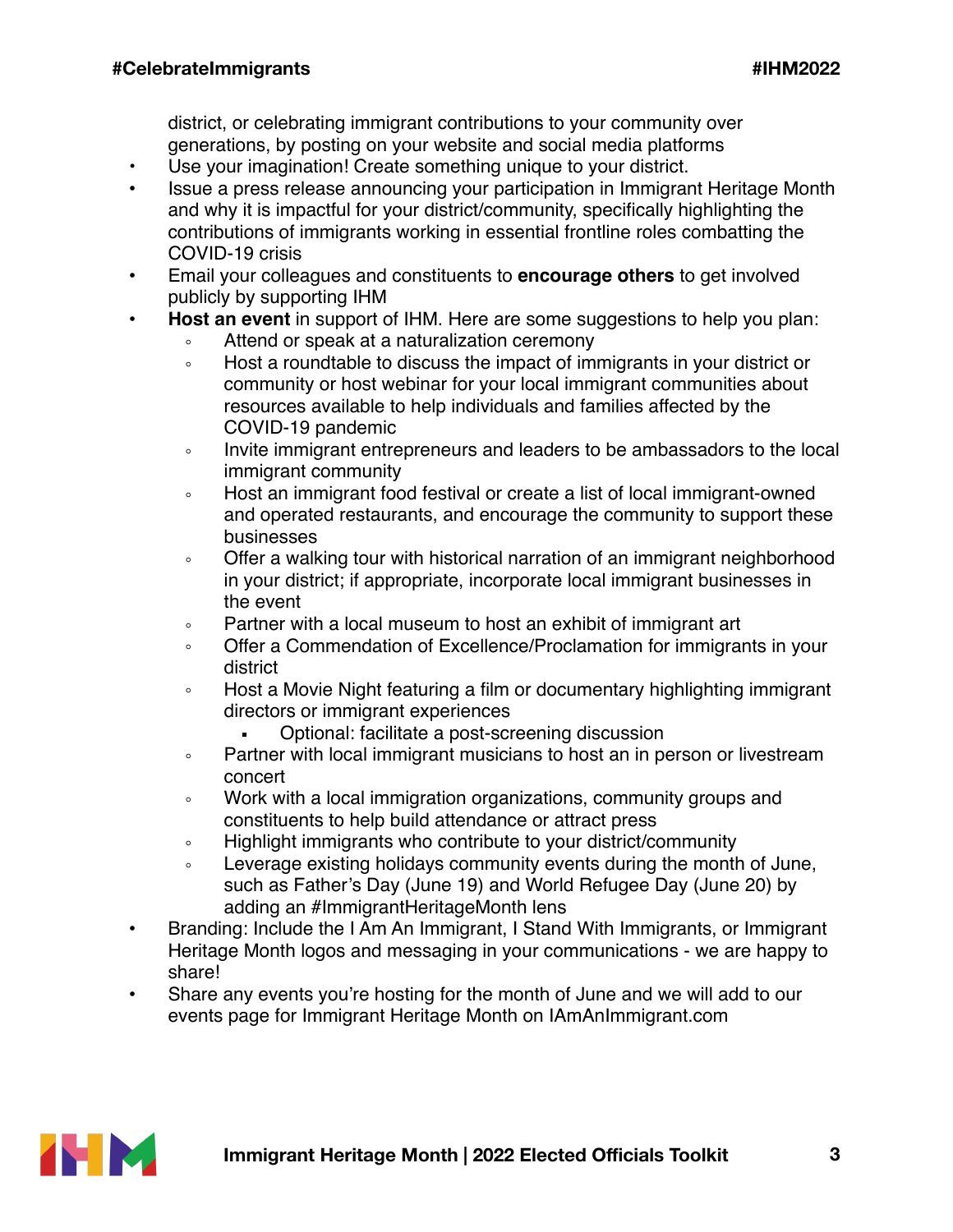district, or celebrating immigrant contributions to your community over generations, by posting on your website and social media platforms

- Use your imagination! Create something unique to your district.
- Issue a press release announcing your participation in Immigrant Heritage Month and why it is impactful for your district/community, specifically highlighting the contributions of immigrants working in essential frontline roles combatting the COVID-19 crisis
- Email your colleagues and constituents to **encourage others** to get involved publicly by supporting IHM
- **Host an event** in support of IHM. Here are some suggestions to help you plan:
    - Attend or speak at a naturalization ceremony
    - Host a roundtable to discuss the impact of immigrants in your district or community or host webinar for your local immigrant communities about resources available to help individuals and families affected by the COVID-19 pandemic
    - Invite immigrant entrepreneurs and leaders to be ambassadors to the local immigrant community
    - Host an immigrant food festival or create a list of local immigrant-owned and operated restaurants, and encourage the community to support these businesses
    - Offer a walking tour with historical narration of an immigrant neighborhood in your district; if appropriate, incorporate local immigrant businesses in the event
    - Partner with a local museum to host an exhibit of immigrant art
    - Offer a Commendation of Excellence/Proclamation for immigrants in your district
    - Host a Movie Night featuring a film or documentary highlighting immigrant directors or immigrant experiences
        - Optional: facilitate a post-screening discussion
    - Partner with local immigrant musicians to host an in person or livestream concert
    - Work with a local immigration organizations, community groups and constituents to help build attendance or attract press
    - Highlight immigrants who contribute to your district/community
    - Leverage existing holidays community events during the month of June, such as Father's Day (June 19) and World Refugee Day (June 20) by adding an #ImmigrantHeritageMonth lens
- Branding: Include the I Am An Immigrant, I Stand With Immigrants, or Immigrant Heritage Month logos and messaging in your communications - we are happy to share!
- Share any events you're hosting for the month of June and we will add to our events page for Immigrant Heritage Month on IAmAnImmigrant.com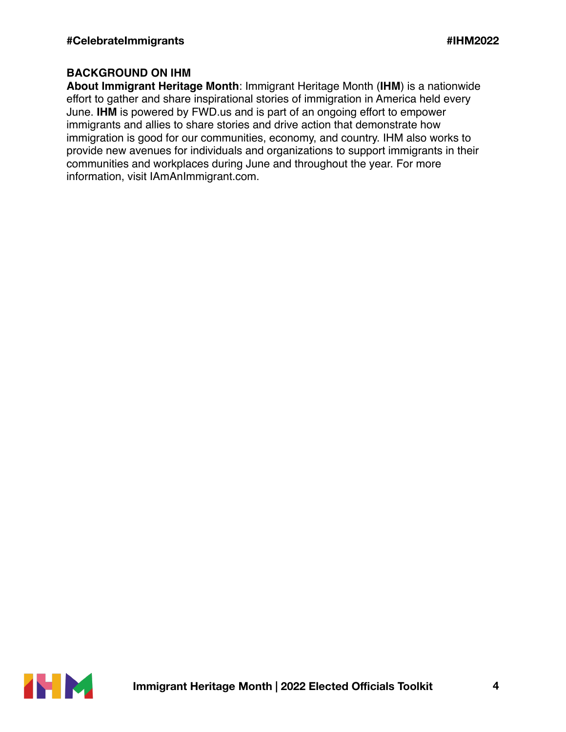## BACKGROUND ON IHM

**About Immigrant Heritage Month**: Immigrant Heritage Month (**IHM**) is a nationwide effort to gather and share inspirational stories of immigration in America held every June. **IHM** is powered by FWD.us and is part of an ongoing effort to empower immigrants and allies to share stories and drive action that demonstrate how immigration is good for our communities, economy, and country. IHM also works to provide new avenues for individuals and organizations to support immigrants in their communities and workplaces during June and throughout the year. For more information, visit IAmAnImmigrant.com.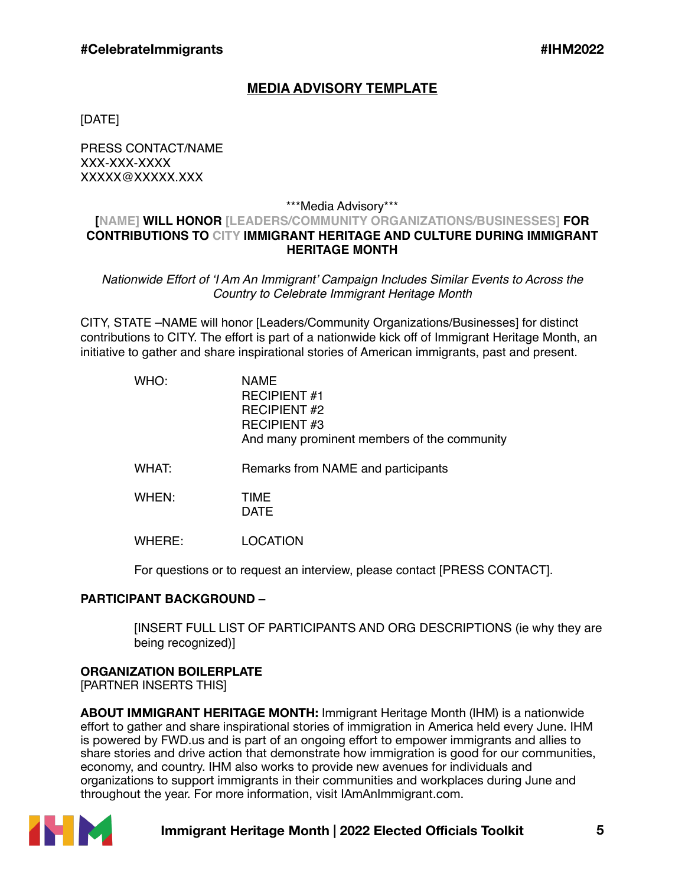## MEDIA ADVISORY TEMPLATE

[DATE]

PRESS CONTACT/NAME
XXX-XXX-XXXX
XXXXX@XXXXX.XXX

***Media Advisory***

**[NAME] WILL HONOR [LEADERS/COMMUNITY ORGANIZATIONS/BUSINESSES] FOR CONTRIBUTIONS TO CITY IMMIGRANT HERITAGE AND CULTURE DURING IMMIGRANT HERITAGE MONTH**

*Nationwide Effort of 'I Am An Immigrant' Campaign Includes Similar Events to Across the Country to Celebrate Immigrant Heritage Month*

CITY, STATE –NAME will honor [Leaders/Community Organizations/Businesses] for distinct contributions to CITY. The effort is part of a nationwide kick off of Immigrant Heritage Month, an initiative to gather and share inspirational stories of American immigrants, past and present.

WHO: NAME
RECIPIENT #1
RECIPIENT #2
RECIPIENT #3
And many prominent members of the community

WHAT: Remarks from NAME and participants

WHEN: TIME
DATE

WHERE: LOCATION

For questions or to request an interview, please contact [PRESS CONTACT].

**PARTICIPANT BACKGROUND –**

[INSERT FULL LIST OF PARTICIPANTS AND ORG DESCRIPTIONS (ie why they are being recognized)]

**ORGANIZATION BOILERPLATE**
[PARTNER INSERTS THIS]

**ABOUT IMMIGRANT HERITAGE MONTH:** Immigrant Heritage Month (IHM) is a nationwide effort to gather and share inspirational stories of immigration in America held every June. IHM is powered by FWD.us and is part of an ongoing effort to empower immigrants and allies to share stories and drive action that demonstrate how immigration is good for our communities, economy, and country. IHM also works to provide new avenues for individuals and organizations to support immigrants in their communities and workplaces during June and throughout the year. For more information, visit IAmAnImmigrant.com.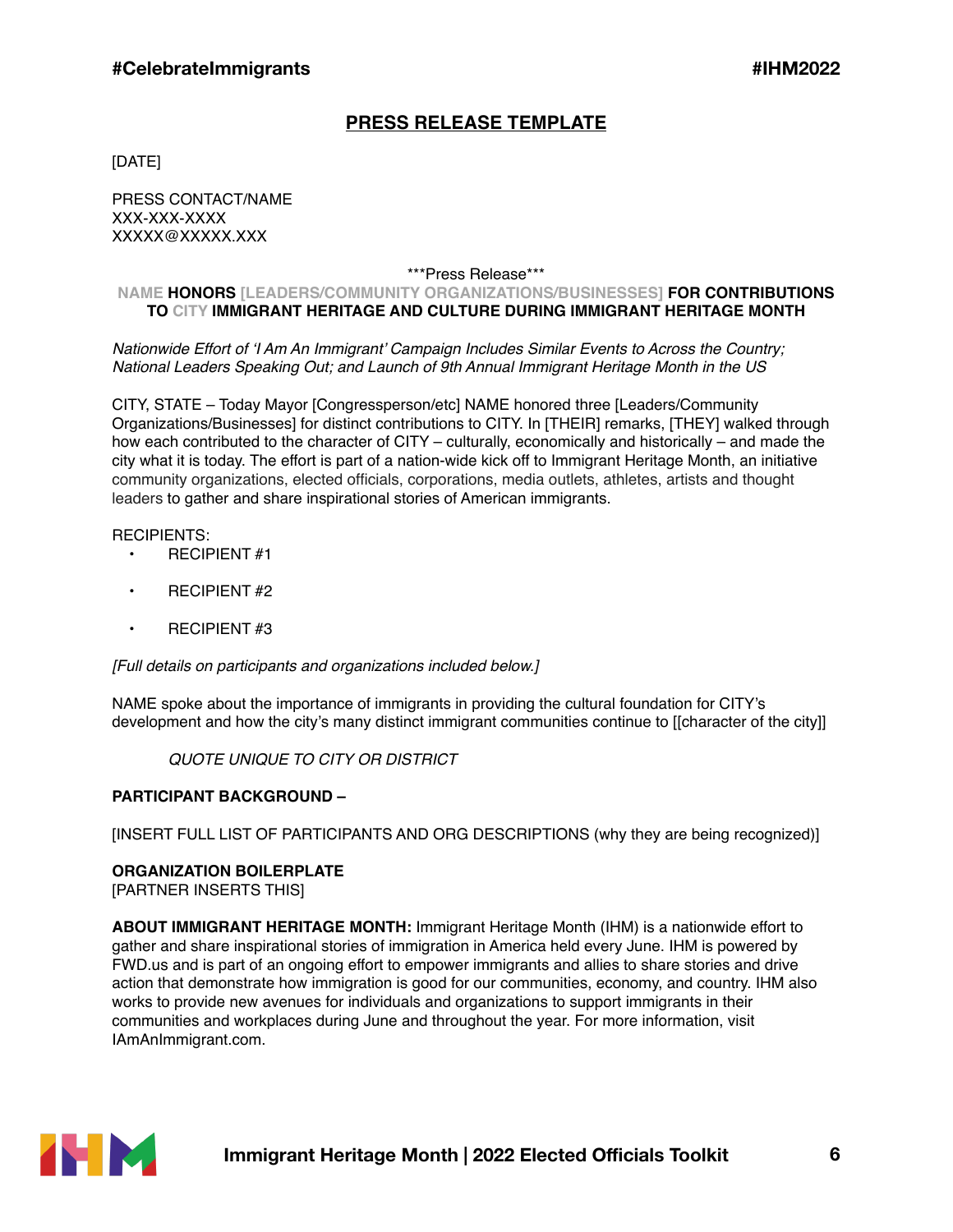## PRESS RELEASE TEMPLATE

[DATE]

PRESS CONTACT/NAME
XXX-XXX-XXXX
XXXXX@XXXXX.XXX

***Press Release***

**NAME HONORS [LEADERS/COMMUNITY ORGANIZATIONS/BUSINESSES] FOR CONTRIBUTIONS TO CITY IMMIGRANT HERITAGE AND CULTURE DURING IMMIGRANT HERITAGE MONTH**

*Nationwide Effort of 'I Am An Immigrant' Campaign Includes Similar Events to Across the Country; National Leaders Speaking Out; and Launch of 9th Annual Immigrant Heritage Month in the US*

CITY, STATE – Today Mayor [Congressperson/etc] NAME honored three [Leaders/Community Organizations/Businesses] for distinct contributions to CITY. In [THEIR] remarks, [THEY] walked through how each contributed to the character of CITY – culturally, economically and historically – and made the city what it is today. The effort is part of a nation-wide kick off to Immigrant Heritage Month, an initiative community organizations, elected officials, corporations, media outlets, athletes, artists and thought leaders to gather and share inspirational stories of American immigrants.

RECIPIENTS:

- RECIPIENT #1
- RECIPIENT #2
- RECIPIENT #3

*[Full details on participants and organizations included below.]*

NAME spoke about the importance of immigrants in providing the cultural foundation for CITY's development and how the city's many distinct immigrant communities continue to [[character of the city]]

> *QUOTE UNIQUE TO CITY OR DISTRICT*

**PARTICIPANT BACKGROUND –**

[INSERT FULL LIST OF PARTICIPANTS AND ORG DESCRIPTIONS (why they are being recognized)]

**ORGANIZATION BOILERPLATE**
[PARTNER INSERTS THIS]

**ABOUT IMMIGRANT HERITAGE MONTH:** Immigrant Heritage Month (IHM) is a nationwide effort to gather and share inspirational stories of immigration in America held every June. IHM is powered by FWD.us and is part of an ongoing effort to empower immigrants and allies to share stories and drive action that demonstrate how immigration is good for our communities, economy, and country. IHM also works to provide new avenues for individuals and organizations to support immigrants in their communities and workplaces during June and throughout the year. For more information, visit IAmAnImmigrant.com.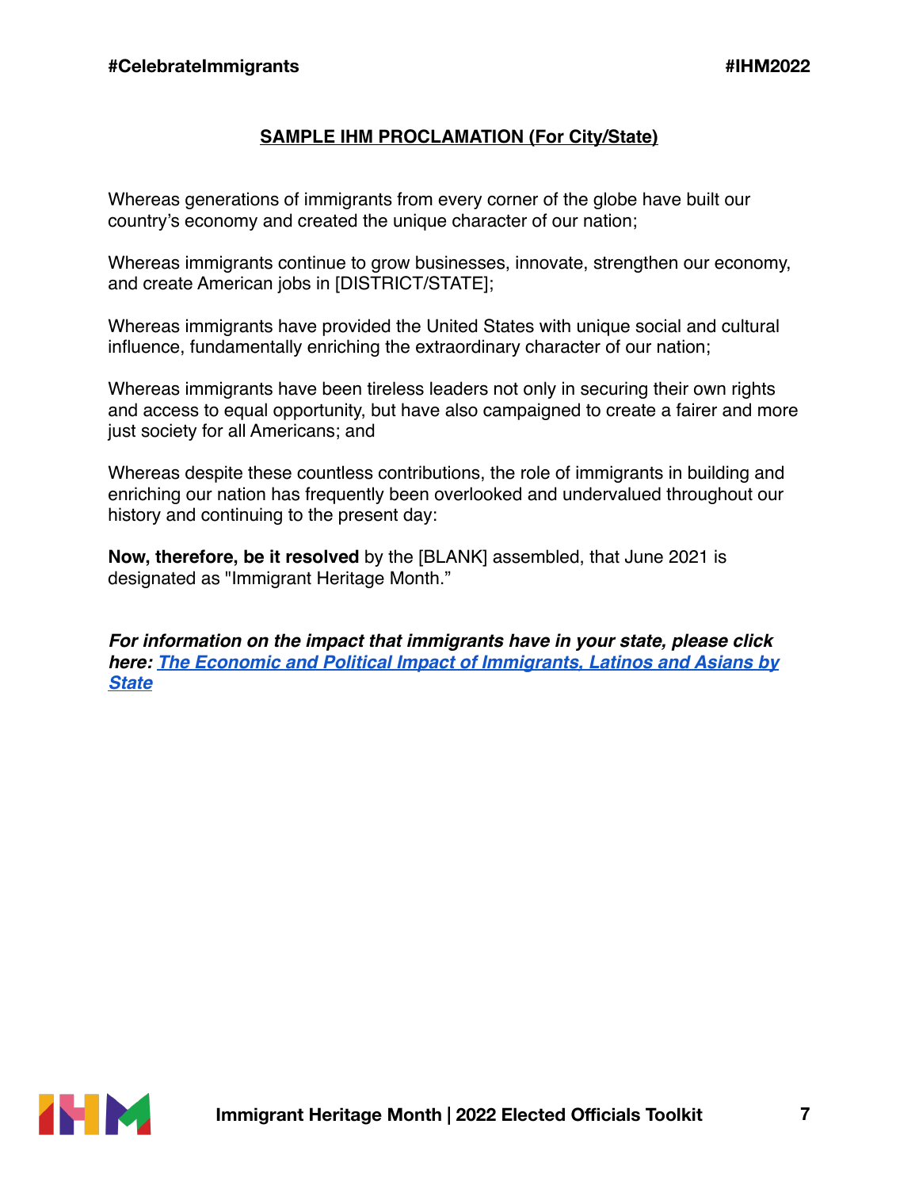## SAMPLE IHM PROCLAMATION (For City/State)

Whereas generations of immigrants from every corner of the globe have built our country's economy and created the unique character of our nation;

Whereas immigrants continue to grow businesses, innovate, strengthen our economy, and create American jobs in [DISTRICT/STATE];

Whereas immigrants have provided the United States with unique social and cultural influence, fundamentally enriching the extraordinary character of our nation;

Whereas immigrants have been tireless leaders not only in securing their own rights and access to equal opportunity, but have also campaigned to create a fairer and more just society for all Americans; and

Whereas despite these countless contributions, the role of immigrants in building and enriching our nation has frequently been overlooked and undervalued throughout our history and continuing to the present day:

**Now, therefore, be it resolved** by the [BLANK] assembled, that June 2021 is designated as "Immigrant Heritage Month."

***For information on the impact that immigrants have in your state, please click here: The Economic and Political Impact of Immigrants, Latinos and Asians by State***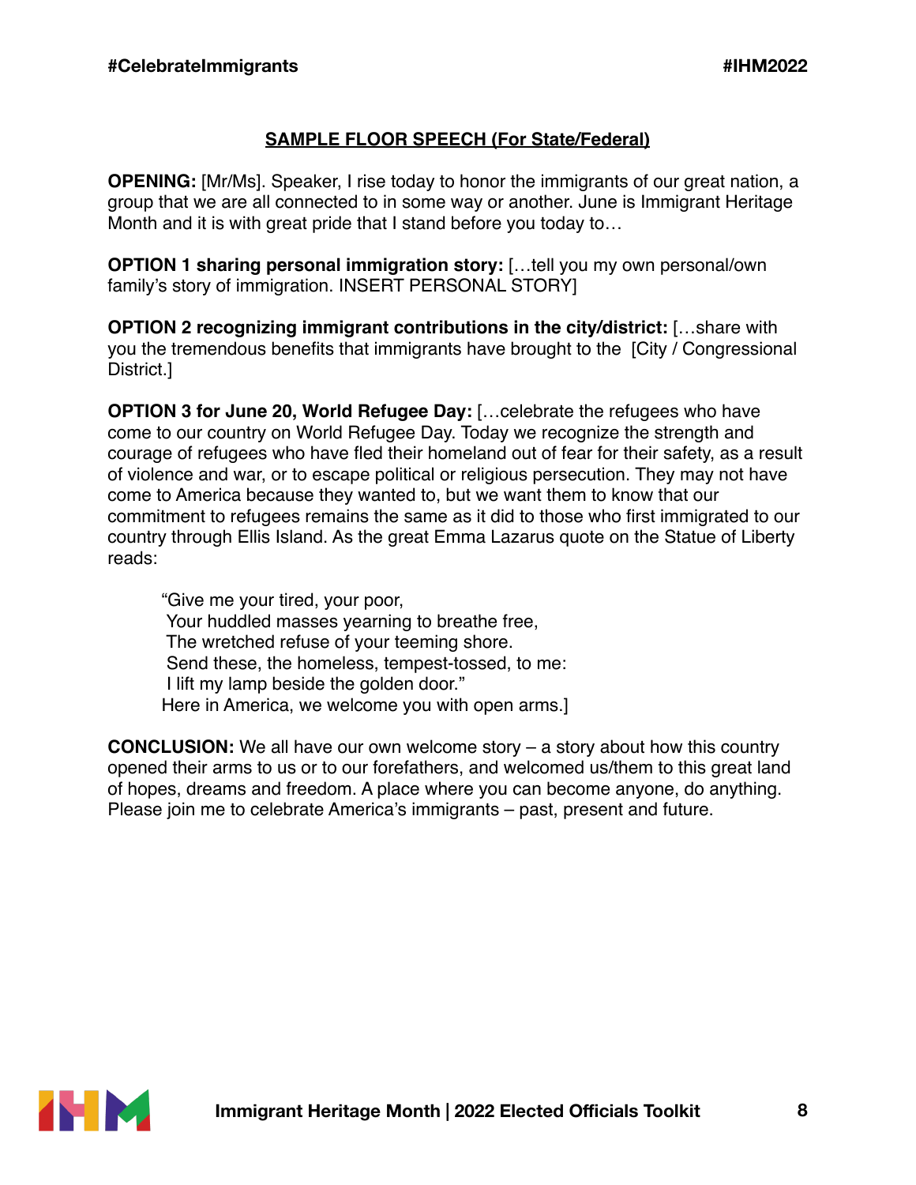## SAMPLE FLOOR SPEECH (For State/Federal)

**OPENING:** [Mr/Ms]. Speaker, I rise today to honor the immigrants of our great nation, a group that we are all connected to in some way or another. June is Immigrant Heritage Month and it is with great pride that I stand before you today to…

**OPTION 1 sharing personal immigration story:** […tell you my own personal/own family's story of immigration. INSERT PERSONAL STORY]

**OPTION 2 recognizing immigrant contributions in the city/district:** […share with you the tremendous benefits that immigrants have brought to the [City / Congressional District.]

**OPTION 3 for June 20, World Refugee Day:** […celebrate the refugees who have come to our country on World Refugee Day. Today we recognize the strength and courage of refugees who have fled their homeland out of fear for their safety, as a result of violence and war, or to escape political or religious persecution. They may not have come to America because they wanted to, but we want them to know that our commitment to refugees remains the same as it did to those who first immigrated to our country through Ellis Island. As the great Emma Lazarus quote on the Statue of Liberty reads:

> "Give me your tired, your poor,
> Your huddled masses yearning to breathe free,
> The wretched refuse of your teeming shore.
> Send these, the homeless, tempest-tossed, to me:
> I lift my lamp beside the golden door."
>
> Here in America, we welcome you with open arms.]

**CONCLUSION:** We all have our own welcome story – a story about how this country opened their arms to us or to our forefathers, and welcomed us/them to this great land of hopes, dreams and freedom. A place where you can become anyone, do anything. Please join me to celebrate America's immigrants – past, present and future.